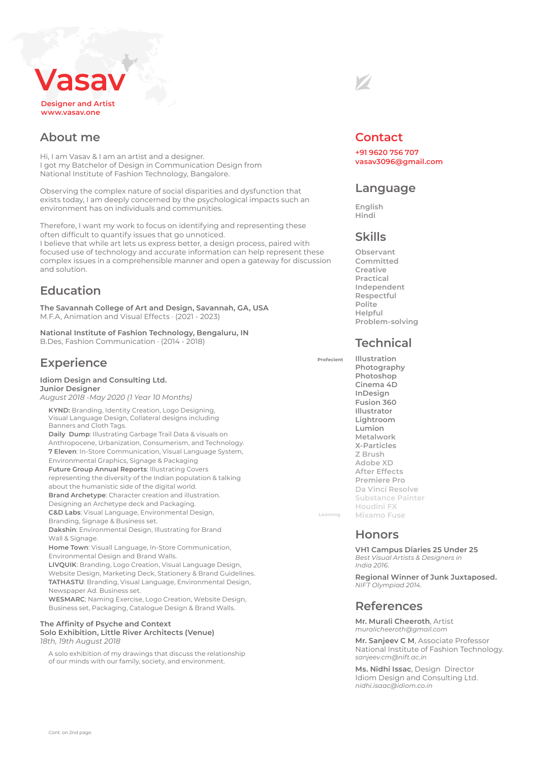# Vasav

**Designer and Artist**
**www.vasav.one**

## About me

Hi, I am Vasav & I am an artist and a designer.
I got my Batchelor of Design in Communication Design from National Institute of Fashion Technology, Bangalore.

Observing the complex nature of social disparities and dysfunction that exists today, I am deeply concerned by the psychological impacts such an environment has on individuals and communities.

Therefore, I want my work to focus on identifying and representing these often difficult to quantify issues that go unnoticed.
I believe that while art lets us express better, a design process, paired with focused use of technology and accurate information can help represent these complex issues in a comprehensible manner and open a gateway for discussion and solution.

## Education

**The Savannah College of Art and Design, Savannah, GA, USA**
M.F.A, Animation and Visual Effects · (2021 - 2023)

**National Institute of Fashion Technology, Bengaluru, IN**
B.Des, Fashion Communication · (2014 - 2018)

## Experience

**Idiom Design and Consulting Ltd.**
**Junior Designer**
*August 2018 -May 2020 (1 Year 10 Months)*

**KYND:** Branding, Identity Creation, Logo Designing, Visual Language Design, Collateral designs including Banners and Cloth Tags.
**Daily Dump**: Illustrating Garbage Trail Data & visuals on Anthropocene, Urbanization, Consumerism, and Technology.
**7 Eleven**: In-Store Communication, Visual Language System, Environmental Graphics, Signage & Packaging
**Future Group Annual Reports**: Illustrating Covers representing the diversity of the Indian population & talking about the humanistic side of the digital world.
**Brand Archetype**: Character creation and illustration. Designing an Archetype deck and Packaging.
**C&D Labs**: Visual Language, Environmental Design, Branding, Signage & Business set.
**Dakshin**: Environmental Design, Illustrating for Brand Wall & Signage.
**Home Town**: Visuall Language, In-Store Communication, Environmental Design and Brand Walls.
**LIVQUIK**: Branding, Logo Creation, Visual Language Design, Website Design, Marketing Deck, Stationery & Brand Guidelines.
**TATHASTU**: Branding, Visual Language, Environmental Design, Newspaper Ad. Business set.
**WESMARC**: Naming Exercise, Logo Creation, Website Design, Business set, Packaging, Catalogue Design & Brand Walls.

**The Affinity of Psyche and Context**
**Solo Exhibition, Little River Architects (Venue)**
*18th, 19th August 2018*

A solo exhibition of my drawings that discuss the relationship of our minds with our family, society, and environment.

## Contact

**+91 9620 756 707**
**vasav3096@gmail.com**

## Language

English
Hindi

## Skills

Observant
Committed
Creative
Practical
Independent
Respectful
Polite
Helpful
Problem-solving

## Technical

Profecient

Illustration
Photography
Photoshop
Cinema 4D
InDesign
Fusion 360
Illustrator
Lightroom
Lumion
Metalwork
X-Particles
Z Brush
Adobe XD
After Effects
Premiere Pro

Learning

Da Vinci Resolve
Substance Painter
Houdini FX
Mixamo Fuse

## Honors

**VH1 Campus Diaries 25 Under 25**
*Best Visual Artists & Designers in India 2016.*

**Regional Winner of Junk Juxtaposed.**
*NIFT Olympiad 2014.*

## References

**Mr. Murali Cheeroth**, Artist
*muralicheeroth@gmail.com*

**Mr. Sanjeev C M**, Associate Professor
National Institute of Fashion Technology.
*sanjeev.cm@nift.ac.in*

**Ms. Nidhi Issac**, Design Director
Idiom Design and Consulting Ltd.
*nidhi.isaac@idiom.co.in*

Cont. on 2nd page.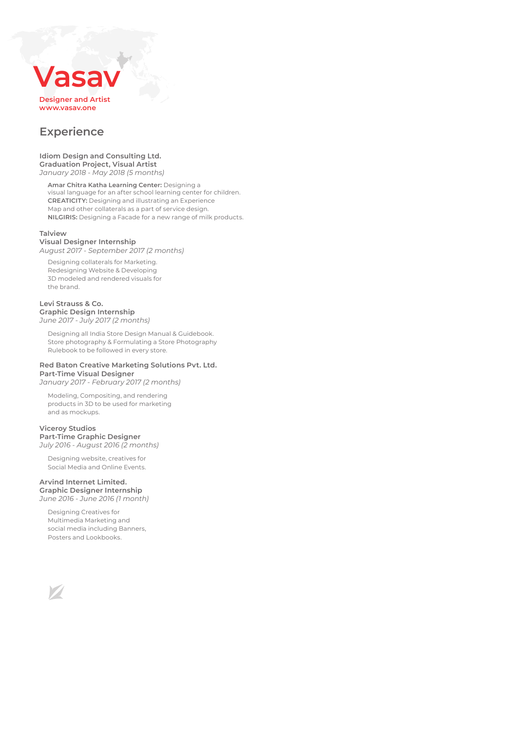# Vasav

**Designer and Artist**
**www.vasav.one**

## Experience

**Idiom Design and Consulting Ltd.**
**Graduation Project, Visual Artist**
*January 2018 - May 2018 (5 months)*

**Amar Chitra Katha Learning Center:** Designing a visual language for an after school learning center for children.
**CREATICITY:** Designing and illustrating an Experience Map and other collaterals as a part of service design.
**NILGIRIS:** Designing a Facade for a new range of milk products.

**Talview**
**Visual Designer Internship**
*August 2017 - September 2017 (2 months)*

Designing collaterals for Marketing. Redesigning Website & Developing 3D modeled and rendered visuals for the brand.

**Levi Strauss & Co.**
**Graphic Design Internship**
*June 2017 - July 2017 (2 months)*

Designing all India Store Design Manual & Guidebook. Store photography & Formulating a Store Photography Rulebook to be followed in every store.

**Red Baton Creative Marketing Solutions Pvt. Ltd.**
**Part-Time Visual Designer**
*January 2017 - February 2017 (2 months)*

Modeling, Compositing, and rendering products in 3D to be used for marketing and as mockups.

**Viceroy Studios**
**Part-Time Graphic Designer**
*July 2016 - August 2016 (2 months)*

Designing website, creatives for Social Media and Online Events.

**Arvind Internet Limited.**
**Graphic Designer Internship**
*June 2016 - June 2016 (1 month)*

Designing Creatives for Multimedia Marketing and social media including Banners, Posters and Lookbooks.